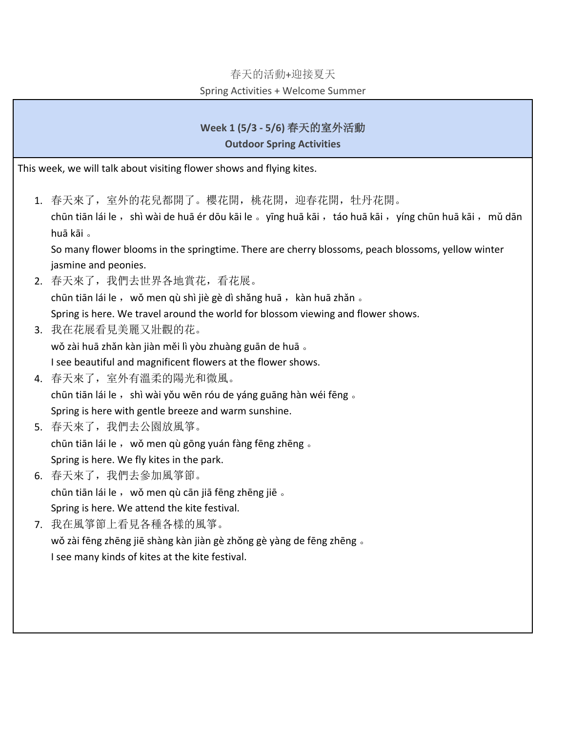春天的活動+迎接夏天

Spring Activities + Welcome Summer

## Week 1 (5/3 - 5/6) 春天的室外活動

## Outdoor Spring Activities

This week, we will talk about visiting flower shows and flying kites.

1. 春天來了，室外的花兒都開了。櫻花開，桃花開，迎春花開，牡丹花開。
   chūn tiān lái le ， shì wài de huā ér dōu kāi le 。yīng huā kāi ， táo huā kāi ， yíng chūn huā kāi ， mǔ dān huā kāi 。
   So many flower blooms in the springtime. There are cherry blossoms, peach blossoms, yellow winter jasmine and peonies.
2. 春天來了，我們去世界各地賞花，看花展。
   chūn tiān lái le ， wǒ men qù shì jiè gè dì shǎng huā ， kàn huā zhǎn 。
   Spring is here. We travel around the world for blossom viewing and flower shows.
3. 我在花展看見美麗又壯觀的花。
   wǒ zài huā zhǎn kàn jiàn měi lì yòu zhuàng guān de huā 。
   I see beautiful and magnificent flowers at the flower shows.
4. 春天來了，室外有溫柔的陽光和微風。
   chūn tiān lái le ， shì wài yǒu wēn róu de yáng guāng hàn wéi fēng 。
   Spring is here with gentle breeze and warm sunshine.
5. 春天來了，我們去公園放風箏。
   chūn tiān lái le ， wǒ men qù gōng yuán fàng fēng zhēng 。
   Spring is here. We fly kites in the park.
6. 春天來了，我們去參加風箏節。
   chūn tiān lái le ， wǒ men qù cān jiā fēng zhēng jiē 。
   Spring is here. We attend the kite festival.
7. 我在風箏節上看見各種各樣的風箏。
   wǒ zài fēng zhēng jiē shàng kàn jiàn gè zhǒng gè yàng de fēng zhēng 。
   I see many kinds of kites at the kite festival.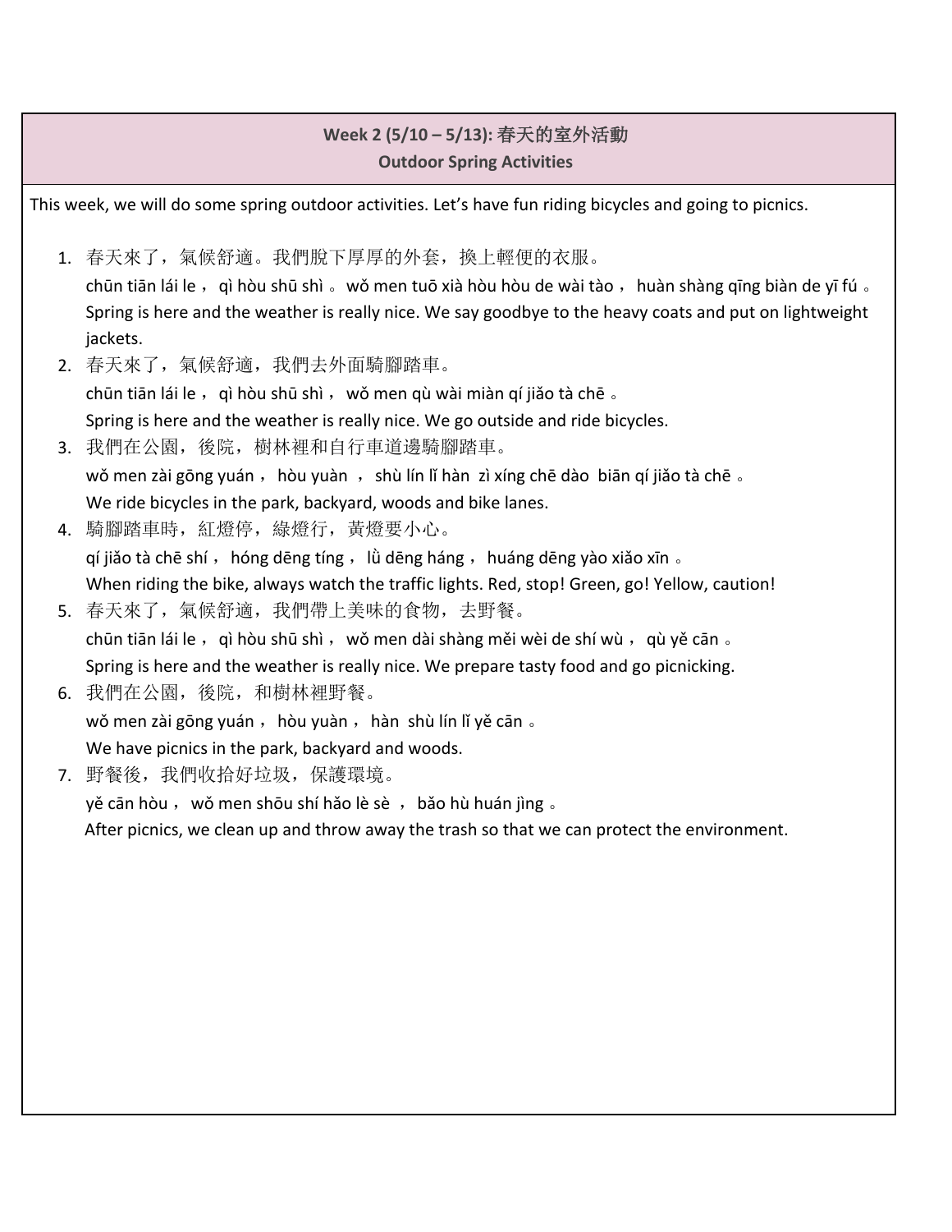## Week 2 (5/10 – 5/13): 春天的室外活動
### Outdoor Spring Activities

This week, we will do some spring outdoor activities. Let's have fun riding bicycles and going to picnics.

1. 春天來了，氣候舒適。我們脫下厚厚的外套，換上輕便的衣服。
   chūn tiān lái le ， qì hòu shū shì 。 wǒ men tuō xià hòu hòu de wài tào ， huàn shàng qīng biàn de yī fú 。
   Spring is here and the weather is really nice. We say goodbye to the heavy coats and put on lightweight jackets.
2. 春天來了，氣候舒適，我們去外面騎腳踏車。
   chūn tiān lái le ， qì hòu shū shì ， wǒ men qù wài miàn qí jiǎo tà chē 。
   Spring is here and the weather is really nice. We go outside and ride bicycles.
3. 我們在公園，後院，樹林裡和自行車道邊騎腳踏車。
   wǒ men zài gōng yuán ， hòu yuàn ， shù lín lǐ hàn zì xíng chē dào biān qí jiǎo tà chē 。
   We ride bicycles in the park, backyard, woods and bike lanes.
4. 騎腳踏車時，紅燈停，綠燈行，黃燈要小心。
   qí jiǎo tà chē shí ， hóng dēng tíng ， lǜ dēng háng ， huáng dēng yào xiǎo xīn 。
   When riding the bike, always watch the traffic lights. Red, stop! Green, go! Yellow, caution!
5. 春天來了，氣候舒適，我們帶上美味的食物，去野餐。
   chūn tiān lái le ， qì hòu shū shì ， wǒ men dài shàng měi wèi de shí wù ， qù yě cān 。
   Spring is here and the weather is really nice. We prepare tasty food and go picnicking.
6. 我們在公園，後院，和樹林裡野餐。
   wǒ men zài gōng yuán ， hòu yuàn ， hàn shù lín lǐ yě cān 。
   We have picnics in the park, backyard and woods.
7. 野餐後，我們收拾好垃圾，保護環境。
   yě cān hòu ， wǒ men shōu shí hǎo lè sè ， bǎo hù huán jìng 。
   After picnics, we clean up and throw away the trash so that we can protect the environment.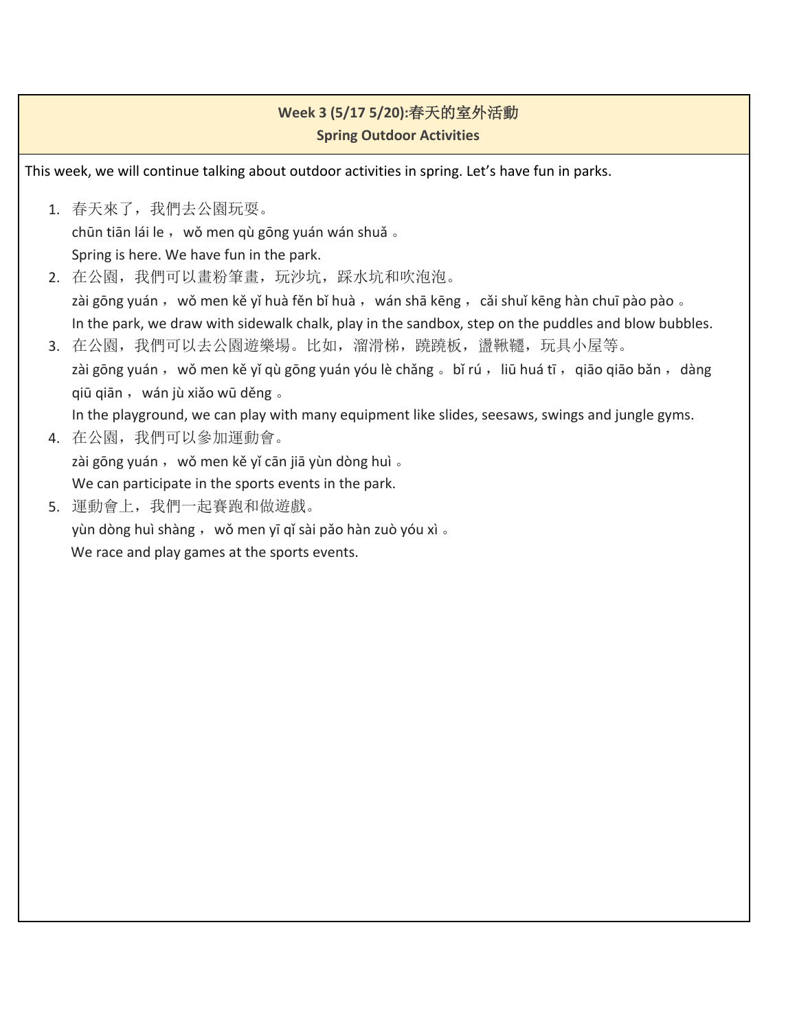## Week 3 (5/17 5/20):春天的室外活動
### Spring Outdoor Activities

This week, we will continue talking about outdoor activities in spring. Let's have fun in parks.

1. 春天來了，我們去公園玩耍。
   chūn tiān lái le ， wǒ men qù gōng yuán wán shuǎ 。
   Spring is here. We have fun in the park.
2. 在公園，我們可以畫粉筆畫，玩沙坑，踩水坑和吹泡泡。
   zài gōng yuán ， wǒ men kě yǐ huà fěn bǐ huà ， wán shā kēng ， cǎi shuǐ kēng hàn chuī pào pào 。
   In the park, we draw with sidewalk chalk, play in the sandbox, step on the puddles and blow bubbles.
3. 在公園，我們可以去公園遊樂場。比如，溜滑梯，蹺蹺板，盪鞦韆，玩具小屋等。
   zài gōng yuán ， wǒ men kě yǐ qù gōng yuán yóu lè chǎng 。bǐ rú ， liū huá tī ， qiāo qiāo bǎn ， dàng qiū qiān ， wán jù xiǎo wū děng 。
   In the playground, we can play with many equipment like slides, seesaws, swings and jungle gyms.
4. 在公園，我們可以參加運動會。
   zài gōng yuán ， wǒ men kě yǐ cān jiā yùn dòng huì 。
   We can participate in the sports events in the park.
5. 運動會上，我們一起賽跑和做遊戲。
   yùn dòng huì shàng ， wǒ men yī qǐ sài pǎo hàn zuò yóu xì 。
   We race and play games at the sports events.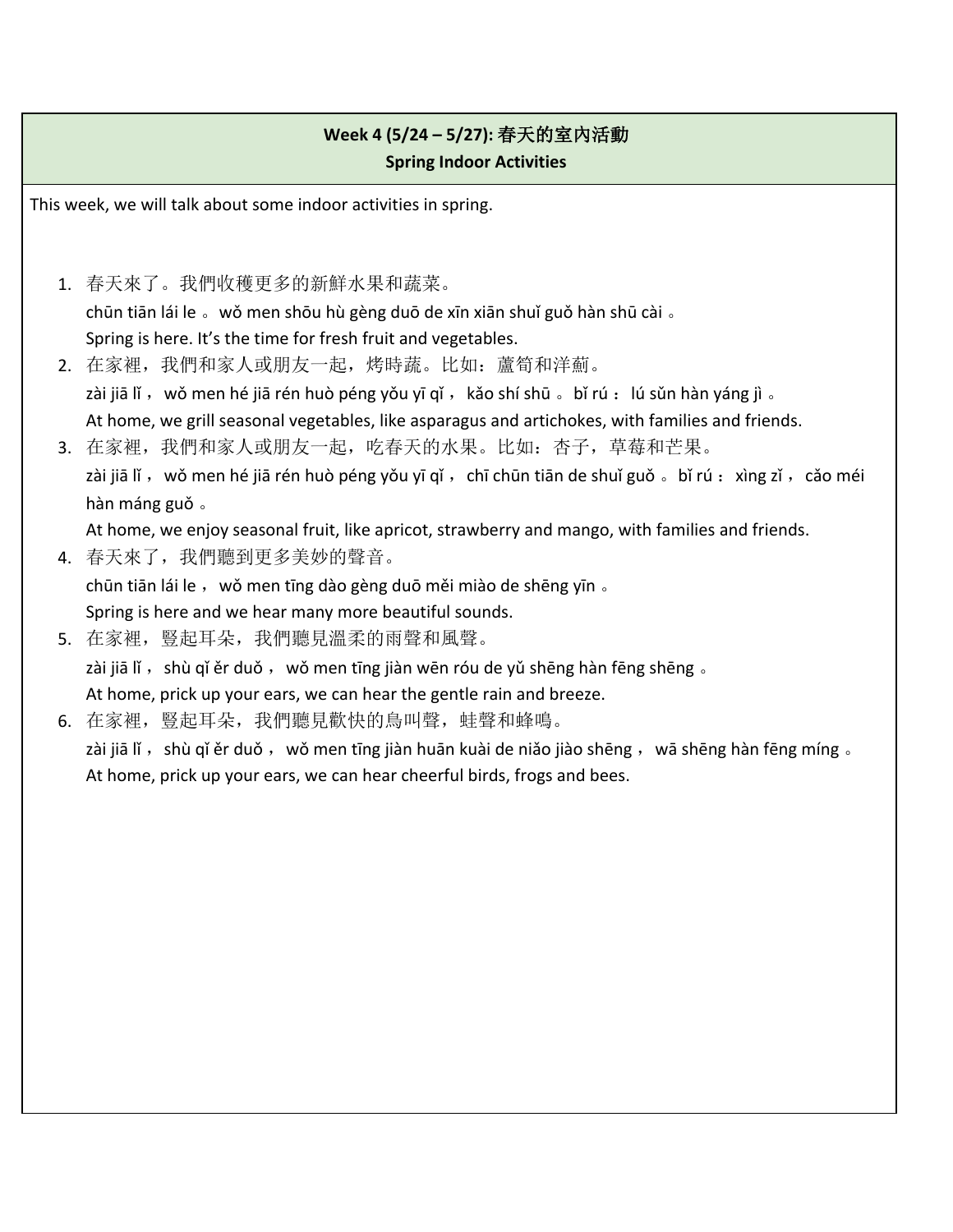**Week 4 (5/24 – 5/27): 春天的室內活動**

**Spring Indoor Activities**

This week, we will talk about some indoor activities in spring.

1. 春天來了。我們收穫更多的新鮮水果和蔬菜。
   chūn tiān lái le 。wǒ men shōu hù gèng duō de xīn xiān shuǐ guǒ hàn shū cài 。
   Spring is here. It's the time for fresh fruit and vegetables.
2. 在家裡，我們和家人或朋友一起，烤時蔬。比如：蘆筍和洋薊。
   zài jiā lǐ ， wǒ men hé jiā rén huò péng yǒu yī qǐ ， kǎo shí shū 。bǐ rú ： lú sǔn hàn yáng jì 。
   At home, we grill seasonal vegetables, like asparagus and artichokes, with families and friends.
3. 在家裡，我們和家人或朋友一起，吃春天的水果。比如：杏子，草莓和芒果。
   zài jiā lǐ ， wǒ men hé jiā rén huò péng yǒu yī qǐ ， chī chūn tiān de shuǐ guǒ 。bǐ rú ： xìng zǐ ， cǎo méi hàn máng guǒ 。
   At home, we enjoy seasonal fruit, like apricot, strawberry and mango, with families and friends.
4. 春天來了，我們聽到更多美妙的聲音。
   chūn tiān lái le ， wǒ men tīng dào gèng duō měi miào de shēng yīn 。
   Spring is here and we hear many more beautiful sounds.
5. 在家裡，豎起耳朵，我們聽見溫柔的雨聲和風聲。
   zài jiā lǐ ， shù qǐ ěr duǒ ， wǒ men tīng jiàn wēn róu de yǔ shēng hàn fēng shēng 。
   At home, prick up your ears, we can hear the gentle rain and breeze.
6. 在家裡，豎起耳朵，我們聽見歡快的鳥叫聲，蛙聲和蜂鳴。
   zài jiā lǐ ， shù qǐ ěr duǒ ， wǒ men tīng jiàn huān kuài de niǎo jiào shēng ， wā shēng hàn fēng míng 。
   At home, prick up your ears, we can hear cheerful birds, frogs and bees.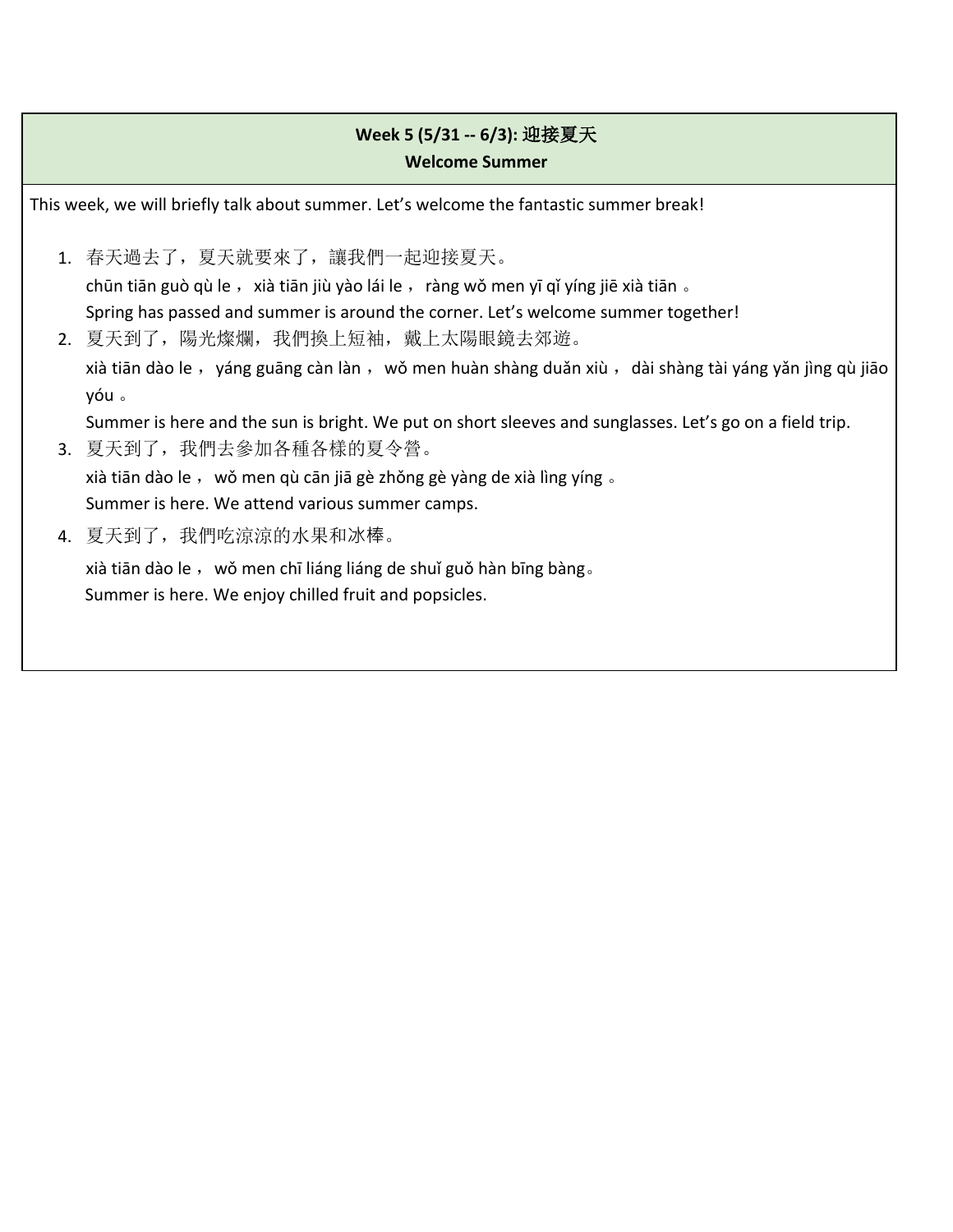**Week 5 (5/31 -- 6/3): 迎接夏天**
**Welcome Summer**

This week, we will briefly talk about summer. Let’s welcome the fantastic summer break!

1. 春天過去了，夏天就要來了，讓我們一起迎接夏天。
   chūn tiān guò qù le ， xià tiān jiù yào lái le ， ràng wǒ men yī qǐ yíng jiē xià tiān 。
   Spring has passed and summer is around the corner. Let’s welcome summer together!
2. 夏天到了，陽光燦爛，我們換上短袖，戴上太陽眼鏡去郊遊。
   xià tiān dào le ， yáng guāng càn làn ， wǒ men huàn shàng duǎn xiù ， dài shàng tài yáng yǎn jìng qù jiāo yóu 。
   Summer is here and the sun is bright. We put on short sleeves and sunglasses. Let’s go on a field trip.
3. 夏天到了，我們去參加各種各樣的夏令營。
   xià tiān dào le ， wǒ men qù cān jiā gè zhǒng gè yàng de xià lìng yíng 。
   Summer is here. We attend various summer camps.
4. 夏天到了，我們吃涼涼的水果和冰棒。
   xià tiān dào le ， wǒ men chī liáng liáng de shuǐ guǒ hàn bīng bàng。
   Summer is here. We enjoy chilled fruit and popsicles.